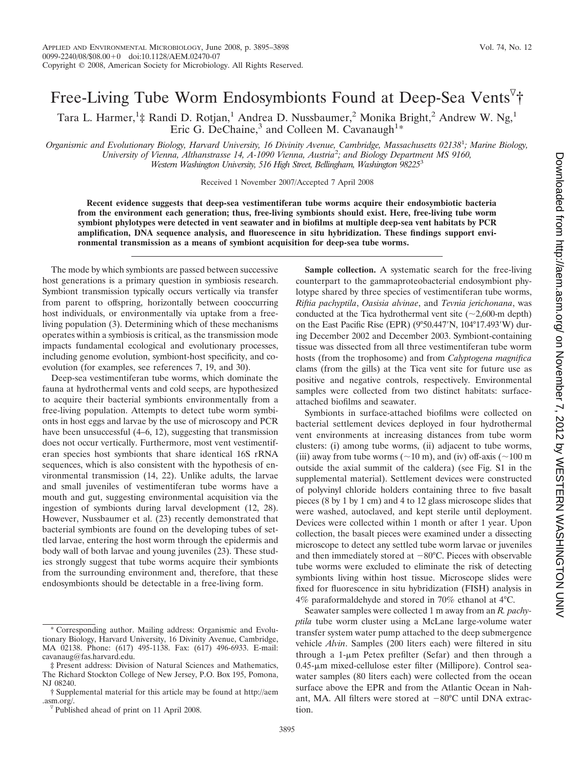# Free-Living Tube Worm Endosymbionts Found at Deep-Sea Vents▽†

Tara L. Harmer,[1]‡ Randi D. Rotjan,[1] Andrea D. Nussbaumer,[2] Monika Bright,[2] Andrew W. Ng,[1] Eric G. DeChaine,[3] and Colleen M. Cavanaugh[1]*

*Organismic and Evolutionary Biology, Harvard University, 16 Divinity Avenue, Cambridge, Massachusetts 02138[1]; Marine Biology, University of Vienna, Althanstrasse 14, A-1090 Vienna, Austria[2]; and Biology Department MS 9160, Western Washington University, 516 High Street, Bellingham, Washington 98225[3]*

Received 1 November 2007/Accepted 7 April 2008

**Recent evidence suggests that deep-sea vestimentiferan tube worms acquire their endosymbiotic bacteria from the environment each generation; thus, free-living symbionts should exist. Here, free-living tube worm symbiont phylotypes were detected in vent seawater and in biofilms at multiple deep-sea vent habitats by PCR amplification, DNA sequence analysis, and fluorescence in situ hybridization. These findings support environmental transmission as a means of symbiont acquisition for deep-sea tube worms.**

The mode by which symbionts are passed between successive host generations is a primary question in symbiosis research. Symbiont transmission typically occurs vertically via transfer from parent to offspring, horizontally between cooccurring host individuals, or environmentally via uptake from a free-living population (3). Determining which of these mechanisms operates within a symbiosis is critical, as the transmission mode impacts fundamental ecological and evolutionary processes, including genome evolution, symbiont-host specificity, and coevolution (for examples, see references 7, 19, and 30).

Deep-sea vestimentiferan tube worms, which dominate the fauna at hydrothermal vents and cold seeps, are hypothesized to acquire their bacterial symbionts environmentally from a free-living population. Attempts to detect tube worm symbionts in host eggs and larvae by the use of microscopy and PCR have been unsuccessful (4–6, 12), suggesting that transmission does not occur vertically. Furthermore, most vent vestimentiferan species host symbionts that share identical 16S rRNA sequences, which is also consistent with the hypothesis of environmental transmission (14, 22). Unlike adults, the larvae and small juveniles of vestimentiferan tube worms have a mouth and gut, suggesting environmental acquisition via the ingestion of symbionts during larval development (12, 28). However, Nussbaumer et al. (23) recently demonstrated that bacterial symbionts are found on the developing tubes of settled larvae, entering the host worm through the epidermis and body wall of both larvae and young juveniles (23). These studies strongly suggest that tube worms acquire their symbionts from the surrounding environment and, therefore, that these endosymbionts should be detectable in a free-living form.

**Sample collection.** A systematic search for the free-living counterpart to the gammaproteobacterial endosymbiont phylotype shared by three species of vestimentiferan tube worms, *Riftia pachyptila*, *Oasisia alvinae*, and *Tevnia jerichonana*, was conducted at the Tica hydrothermal vent site (~2,600-m depth) on the East Pacific Rise (EPR) (9°50.447′N, 104°17.493′W) during December 2002 and December 2003. Symbiont-containing tissue was dissected from all three vestimentiferan tube worm hosts (from the trophosome) and from *Calyptogena magnifica* clams (from the gills) at the Tica vent site for future use as positive and negative controls, respectively. Environmental samples were collected from two distinct habitats: surface-attached biofilms and seawater.

Symbionts in surface-attached biofilms were collected on bacterial settlement devices deployed in four hydrothermal vent environments at increasing distances from tube worm clusters: (i) among tube worms, (ii) adjacent to tube worms, (iii) away from tube worms (~10 m), and (iv) off-axis (~100 m outside the axial summit of the caldera) (see Fig. S1 in the supplemental material). Settlement devices were constructed of polyvinyl chloride holders containing three to five basalt pieces (8 by 1 by 1 cm) and 4 to 12 glass microscope slides that were washed, autoclaved, and kept sterile until deployment. Devices were collected within 1 month or after 1 year. Upon collection, the basalt pieces were examined under a dissecting microscope to detect any settled tube worm larvae or juveniles and then immediately stored at −80°C. Pieces with observable tube worms were excluded to eliminate the risk of detecting symbionts living within host tissue. Microscope slides were fixed for fluorescence in situ hybridization (FISH) analysis in 4% paraformaldehyde and stored in 70% ethanol at 4°C.

Seawater samples were collected 1 m away from an *R. pachyptila* tube worm cluster using a McLane large-volume water transfer system water pump attached to the deep submergence vehicle *Alvin*. Samples (200 liters each) were filtered in situ through a 1-μm Petex prefilter (Sefar) and then through a 0.45-μm mixed-cellulose ester filter (Millipore). Control seawater samples (80 liters each) were collected from the ocean surface above the EPR and from the Atlantic Ocean in Nahant, MA. All filters were stored at −80°C until DNA extraction.

\* Corresponding author. Mailing address: Organismic and Evolutionary Biology, Harvard University, 16 Divinity Avenue, Cambridge, MA 02138. Phone: (617) 495-1138. Fax: (617) 496-6933. E-mail: cavanaug@fas.harvard.edu.

‡ Present address: Division of Natural Sciences and Mathematics, The Richard Stockton College of New Jersey, P.O. Box 195, Pomona, NJ 08240.

† Supplemental material for this article may be found at http://aem.asm.org/.

▽ Published ahead of print on 11 April 2008.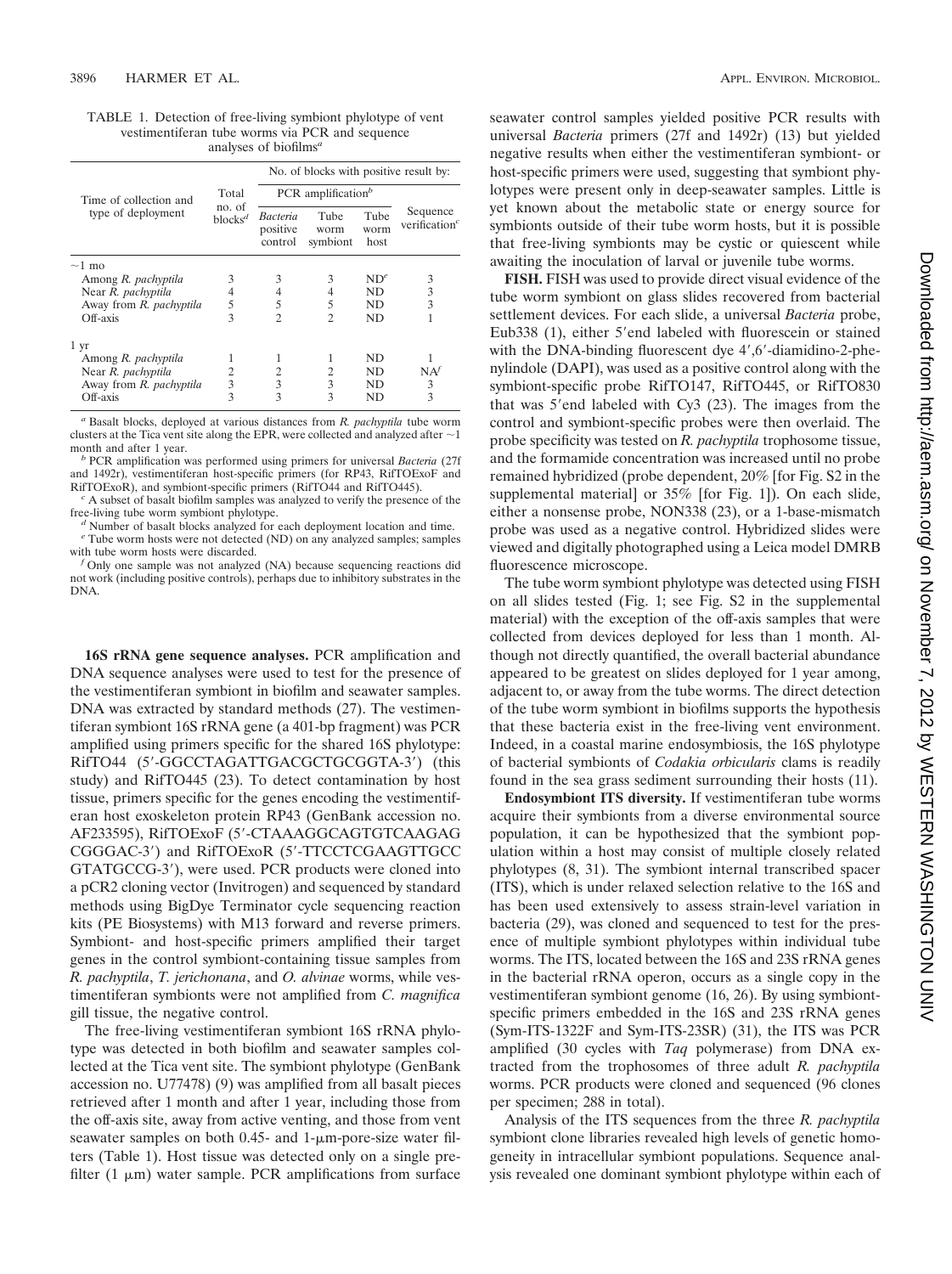TABLE 1. Detection of free-living symbiont phylotype of vent vestimentiferan tube worms via PCR and sequence analyses of biofilms[a]

| Time of collection and type of deployment | Total no. of blocks[d] | No. of blocks with positive result by: | | | |
|---|---|---|---|---|---|
| | | PCR amplification[b] | | | Sequence verification[c] |
| | | *Bacteria* positive control | Tube worm symbiont | Tube worm host | |
| ~1 mo | | | | | |
| Among *R. pachyptila* | 3 | 3 | 3 | ND[e] | 3 |
| Near *R. pachyptila* | 4 | 4 | 4 | ND | 3 |
| Away from *R. pachyptila* | 5 | 5 | 5 | ND | 3 |
| Off-axis | 3 | 2 | 2 | ND | 1 |
| 1 yr | | | | | |
| Among *R. pachyptila* | 1 | 1 | 1 | ND | 1 |
| Near *R. pachyptila* | 2 | 2 | 2 | ND | NA[f] |
| Away from *R. pachyptila* | 3 | 3 | 3 | ND | 3 |
| Off-axis | 3 | 3 | 3 | ND | 3 |

[a] Basalt blocks, deployed at various distances from *R. pachyptila* tube worm clusters at the Tica vent site along the EPR, were collected and analyzed after ~1 month and after 1 year.

[b] PCR amplification was performed using primers for universal *Bacteria* (27f and 1492r), vestimentiferan host-specific primers (for RP43, RifTOExoF and RifTOExoR), and symbiont-specific primers (RifTO44 and RifTO445).

[c] A subset of basalt biofilm samples was analyzed to verify the presence of the free-living tube worm symbiont phylotype.

[d] Number of basalt blocks analyzed for each deployment location and time.

[e] Tube worm hosts were not detected (ND) on any analyzed samples; samples with tube worm hosts were discarded.

[f] Only one sample was not analyzed (NA) because sequencing reactions did not work (including positive controls), perhaps due to inhibitory substrates in the DNA.

**16S rRNA gene sequence analyses.** PCR amplification and DNA sequence analyses were used to test for the presence of the vestimentiferan symbiont in biofilm and seawater samples. DNA was extracted by standard methods (27). The vestimentiferan symbiont 16S rRNA gene (a 401-bp fragment) was PCR amplified using primers specific for the shared 16S phylotype: RifTO44 (5′-GGCCTAGATTGACGCTGCGGTA-3′) (this study) and RifTO445 (23). To detect contamination by host tissue, primers specific for the genes encoding the vestimentiferan host exoskeleton protein RP43 (GenBank accession no. AF233595), RifTOExoF (5′-CTAAAGGCAGTGTCAAGAG CGGGAC-3′) and RifTOExoR (5′-TTCCTCGAAGTTGCC GTATGCCG-3′), were used. PCR products were cloned into a pCR2 cloning vector (Invitrogen) and sequenced by standard methods using BigDye Terminator cycle sequencing reaction kits (PE Biosystems) with M13 forward and reverse primers. Symbiont- and host-specific primers amplified their target genes in the control symbiont-containing tissue samples from *R. pachyptila*, *T. jerichonana*, and *O. alvinae* worms, while vestimentiferan symbionts were not amplified from *C. magnifica* gill tissue, the negative control.

The free-living vestimentiferan symbiont 16S rRNA phylotype was detected in both biofilm and seawater samples collected at the Tica vent site. The symbiont phylotype (GenBank accession no. U77478) (9) was amplified from all basalt pieces retrieved after 1 month and after 1 year, including those from the off-axis site, away from active venting, and those from vent seawater samples on both 0.45- and 1-μm-pore-size water filters (Table 1). Host tissue was detected only on a single prefilter (1 μm) water sample. PCR amplifications from surface seawater control samples yielded positive PCR results with universal *Bacteria* primers (27f and 1492r) (13) but yielded negative results when either the vestimentiferan symbiont- or host-specific primers were used, suggesting that symbiont phylotypes were present only in deep-seawater samples. Little is yet known about the metabolic state or energy source for symbionts outside of their tube worm hosts, but it is possible that free-living symbionts may be cystic or quiescent while awaiting the inoculation of larval or juvenile tube worms.

**FISH.** FISH was used to provide direct visual evidence of the tube worm symbiont on glass slides recovered from bacterial settlement devices. For each slide, a universal *Bacteria* probe, Eub338 (1), either 5′end labeled with fluorescein or stained with the DNA-binding fluorescent dye 4′,6′-diamidino-2-phenylindole (DAPI), was used as a positive control along with the symbiont-specific probe RifTO147, RifTO445, or RifTO830 that was 5′end labeled with Cy3 (23). The images from the control and symbiont-specific probes were then overlaid. The probe specificity was tested on *R. pachyptila* trophosome tissue, and the formamide concentration was increased until no probe remained hybridized (probe dependent, 20% [for Fig. S2 in the supplemental material] or 35% [for Fig. 1]). On each slide, either a nonsense probe, NON338 (23), or a 1-base-mismatch probe was used as a negative control. Hybridized slides were viewed and digitally photographed using a Leica model DMRB fluorescence microscope.

The tube worm symbiont phylotype was detected using FISH on all slides tested (Fig. 1; see Fig. S2 in the supplemental material) with the exception of the off-axis samples that were collected from devices deployed for less than 1 month. Although not directly quantified, the overall bacterial abundance appeared to be greatest on slides deployed for 1 year among, adjacent to, or away from the tube worms. The direct detection of the tube worm symbiont in biofilms supports the hypothesis that these bacteria exist in the free-living vent environment. Indeed, in a coastal marine endosymbiosis, the 16S phylotype of bacterial symbionts of *Codakia orbicularis* clams is readily found in the sea grass sediment surrounding their hosts (11).

**Endosymbiont ITS diversity.** If vestimentiferan tube worms acquire their symbionts from a diverse environmental source population, it can be hypothesized that the symbiont population within a host may consist of multiple closely related phylotypes (8, 31). The symbiont internal transcribed spacer (ITS), which is under relaxed selection relative to the 16S and has been used extensively to assess strain-level variation in bacteria (29), was cloned and sequenced to test for the presence of multiple symbiont phylotypes within individual tube worms. The ITS, located between the 16S and 23S rRNA genes in the bacterial rRNA operon, occurs as a single copy in the vestimentiferan symbiont genome (16, 26). By using symbiont-specific primers embedded in the 16S and 23S rRNA genes (Sym-ITS-1322F and Sym-ITS-23SR) (31), the ITS was PCR amplified (30 cycles with *Taq* polymerase) from DNA extracted from the trophosomes of three adult *R. pachyptila* worms. PCR products were cloned and sequenced (96 clones per specimen; 288 in total).

Analysis of the ITS sequences from the three *R. pachyptila* symbiont clone libraries revealed high levels of genetic homogeneity in intracellular symbiont populations. Sequence analysis revealed one dominant symbiont phylotype within each of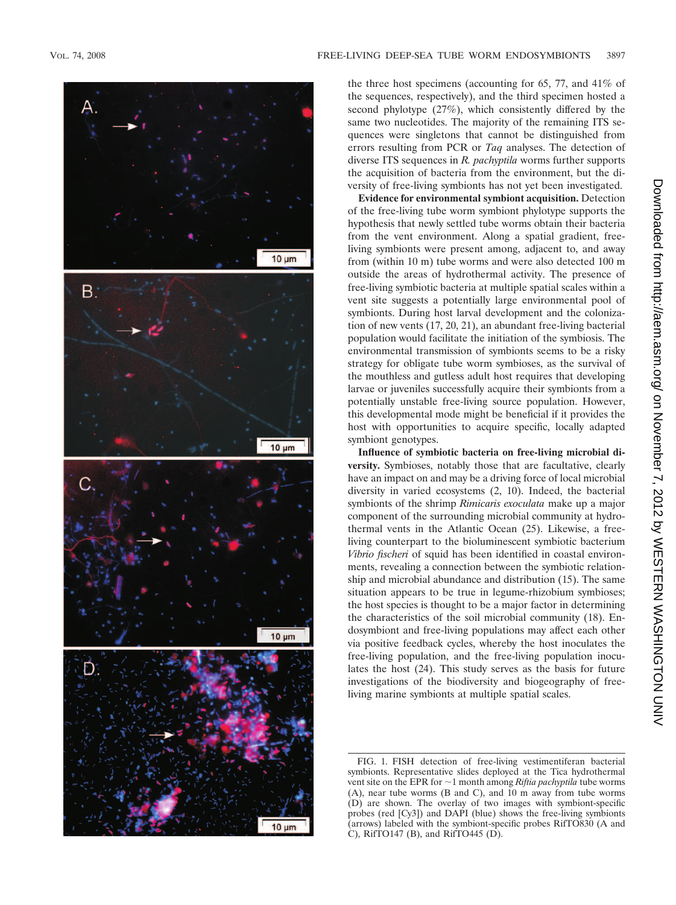the three host specimens (accounting for 65, 77, and 41% of the sequences, respectively), and the third specimen hosted a second phylotype (27%), which consistently differed by the same two nucleotides. The majority of the remaining ITS sequences were singletons that cannot be distinguished from errors resulting from PCR or *Taq* analyses. The detection of diverse ITS sequences in *R. pachyptila* worms further supports the acquisition of bacteria from the environment, but the diversity of free-living symbionts has not yet been investigated.

**Evidence for environmental symbiont acquisition.** Detection of the free-living tube worm symbiont phylotype supports the hypothesis that newly settled tube worms obtain their bacteria from the vent environment. Along a spatial gradient, free-living symbionts were present among, adjacent to, and away from (within 10 m) tube worms and were also detected 100 m outside the areas of hydrothermal activity. The presence of free-living symbiotic bacteria at multiple spatial scales within a vent site suggests a potentially large environmental pool of symbionts. During host larval development and the colonization of new vents (17, 20, 21), an abundant free-living bacterial population would facilitate the initiation of the symbiosis. The environmental transmission of symbionts seems to be a risky strategy for obligate tube worm symbioses, as the survival of the mouthless and gutless adult host requires that developing larvae or juveniles successfully acquire their symbionts from a potentially unstable free-living source population. However, this developmental mode might be beneficial if it provides the host with opportunities to acquire specific, locally adapted symbiont genotypes.

**Influence of symbiotic bacteria on free-living microbial diversity.** Symbioses, notably those that are facultative, clearly have an impact on and may be a driving force of local microbial diversity in varied ecosystems (2, 10). Indeed, the bacterial symbionts of the shrimp *Rimicaris exoculata* make up a major component of the surrounding microbial community at hydrothermal vents in the Atlantic Ocean (25). Likewise, a free-living counterpart to the bioluminescent symbiotic bacterium *Vibrio fischeri* of squid has been identified in coastal environments, revealing a connection between the symbiotic relationship and microbial abundance and distribution (15). The same situation appears to be true in legume-rhizobium symbioses; the host species is thought to be a major factor in determining the characteristics of the soil microbial community (18). Endosymbiont and free-living populations may affect each other via positive feedback cycles, whereby the host inoculates the free-living population, and the free-living population inoculates the host (24). This study serves as the basis for future investigations of the biodiversity and biogeography of free-living marine symbionts at multiple spatial scales.

FIG. 1. FISH detection of free-living vestimentiferan bacterial symbionts. Representative slides deployed at the Tica hydrothermal vent site on the EPR for ~1 month among *Riftia pachyptila* tube worms (A), near tube worms (B and C), and 10 m away from tube worms (D) are shown. The overlay of two images with symbiont-specific probes (red [Cy3]) and DAPI (blue) shows the free-living symbionts (arrows) labeled with the symbiont-specific probes RifTO830 (A and C), RifTO147 (B), and RifTO445 (D).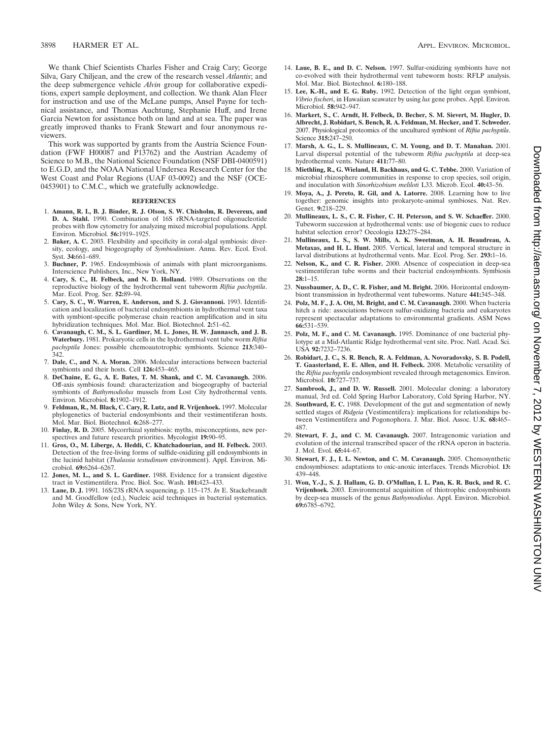We thank Chief Scientists Charles Fisher and Craig Cary; George Silva, Gary Chiljean, and the crew of the research vessel *Atlantis*; and the deep submergence vehicle *Alvin* group for collaborative expeditions, expert sample deployment, and collection. We thank Alan Fleer for instruction and use of the McLane pumps, Ansel Payne for technical assistance, and Thomas Auchtung, Stephanie Huff, and Irene Garcia Newton for assistance both on land and at sea. The paper was greatly improved thanks to Frank Stewart and four anonymous reviewers.

This work was supported by grants from the Austria Science Foundation (FWF H00087 and P13762) and the Austrian Academy of Science to M.B., the National Science Foundation (NSF DBI-0400591) to E.G.D, and the NOAA National Undersea Research Center for the West Coast and Polar Regions (UAF 03-0092) and the NSF (OCE-0453901) to C.M.C., which we gratefully acknowledge.

## REFERENCES

1. **Amann, R. I., B. J. Binder, R. J. Olson, S. W. Chisholm, R. Devereux, and D. A. Stahl.** 1990. Combination of 16S rRNA-targeted oligonucleotide probes with flow cytometry for analyzing mixed microbial populations. Appl. Environ. Microbiol. **56:**1919–1925.
2. **Baker, A. C.** 2003. Flexibility and specificity in coral-algal symbiosis: diversity, ecology, and biogeography of *Symbiodinium*. Annu. Rev. Ecol. Evol. Syst. **34:**661–689.
3. **Buchner, P.** 1965. Endosymbiosis of animals with plant microorganisms. Interscience Publishers, Inc., New York, NY.
4. **Cary, S. C., H. Felbeck, and N. D. Holland.** 1989. Observations on the reproductive biology of the hydrothermal vent tubeworm *Riftia pachyptila*. Mar. Ecol. Prog. Ser. **52:**89–94.
5. **Cary, S. C., W. Warren, E. Anderson, and S. J. Giovannoni.** 1993. Identification and localization of bacterial endosymbionts in hydrothermal vent taxa with symbiont-specific polymerase chain reaction amplification and in situ hybridization techniques. Mol. Mar. Biol. Biotechnol. **2:**51–62.
6. **Cavanaugh, C. M., S. L. Gardiner, M. L. Jones, H. W. Jannasch, and J. B. Waterbury.** 1981. Prokaryotic cells in the hydrothermal vent tube worm *Riftia pachyptila* Jones: possible chemoautotrophic symbionts. Science **213:**340–342.
7. **Dale, C., and N. A. Moran.** 2006. Molecular interactions between bacterial symbionts and their hosts. Cell **126:**453–465.
8. **DeChaine, E. G., A. E. Bates, T. M. Shank, and C. M. Cavanaugh.** 2006. Off-axis symbiosis found: characterization and biogeography of bacterial symbionts of *Bathymodiolus* mussels from Lost City hydrothermal vents. Environ. Microbiol. **8:**1902–1912.
9. **Feldman, R., M. Black, C. Cary, R. Lutz, and R. Vrijenhoek.** 1997. Molecular phylogenetics of bacterial endosymbionts and their vestimentiferan hosts. Mol. Mar. Biol. Biotechnol. **6:**268–277.
10. **Finlay, R. D.** 2005. Mycorrhizal symbiosis: myths, misconceptions, new perspectives and future research priorities. Mycologist **19:**90–95.
11. **Gros, O., M. Liberge, A. Heddi, C. Khatchadourian, and H. Felbeck.** 2003. Detection of the free-living forms of sulfide-oxidizing gill endosymbionts in the lucinid habitat (*Thalassia testudinum* environment). Appl. Environ. Microbiol. **69:**6264–6267.
12. **Jones, M. L., and S. L. Gardiner.** 1988. Evidence for a transient digestive tract in Vestimentifera. Proc. Biol. Soc. Wash. **101:**423–433.
13. **Lane, D. J.** 1991. 16S/23S rRNA sequencing, p. 115–175. *In* E. Stackebrandt and M. Goodfellow (ed.), Nucleic acid techniques in bacterial systematics. John Wiley & Sons, New York, NY.
14. **Laue, B. E., and D. C. Nelson.** 1997. Sulfur-oxidizing symbionts have not co-evolved with their hydrothermal vent tubeworm hosts: RFLP analysis. Mol. Mar. Biol. Biotechnol. **6:**180–188.
15. **Lee, K.-H., and E. G. Ruby.** 1992. Detection of the light organ symbiont, *Vibrio fischeri*, in Hawaiian seawater by using *lux* gene probes. Appl. Environ. Microbiol. **58:**942–947.
16. **Markert, S., C. Arndt, H. Felbeck, D. Becher, S. M. Sievert, M. Hugler, D. Albrecht, J. Robidart, S. Bench, R. A. Feldman, M. Hecker, and T. Schweder.** 2007. Physiological proteomics of the uncultured symbiont of *Riftia pachyptila*. Science **315:**247–250.
17. **Marsh, A. G., L. S. Mullineaux, C. M. Young, and D. T. Manahan.** 2001. Larval dispersal potential of the tubeworm *Riftia pachyptila* at deep-sea hydrothermal vents. Nature **411:**77–80.
18. **Miethling, R., G. Wieland, H. Backhaus, and G. C. Tebbe.** 2000. Variation of microbial rhizosphere communities in response to crop species, soil origin, and inoculation with *Sinorhizobium meliloti* L33. Microb. Ecol. **40:**43–56.
19. **Moya, A., J. Pereto, R. Gil, and A. Latorre.** 2008. Learning how to live together: genomic insights into prokaryote-animal symbioses. Nat. Rev. Genet. **9:**218–229.
20. **Mullineaux, L. S., C. R. Fisher, C. H. Peterson, and S. W. Schaeffer.** 2000. Tubeworm succession at hydrothermal vents: use of biogenic cues to reduce habitat selection error? Oecologia **123:**275–284.
21. **Mullineaux, L. S., S. W. Mills, A. K. Sweetman, A. H. Beaudreau, A. Metaxas, and H. L. Hunt.** 2005. Vertical, lateral and temporal structure in larval distributions at hydrothermal vents. Mar. Ecol. Prog. Ser. **293:**1–16.
22. **Nelson, K., and C. R. Fisher.** 2000. Absence of cospeciation in deep-sea vestimentiferan tube worms and their bacterial endosymbionts. Symbiosis **28:**1–15.
23. **Nussbaumer, A. D., C. R. Fisher, and M. Bright.** 2006. Horizontal endosymbiont transmission in hydrothermal vent tubeworms. Nature **441:**345–348.
24. **Polz, M. F., J. A. Ott, M. Bright, and C. M. Cavanaugh.** 2000. When bacteria hitch a ride: associations between sulfur-oxidizing bacteria and eukaryotes represent spectacular adaptations to environmental gradients. ASM News **66:**531–539.
25. **Polz, M. F., and C. M. Cavanaugh.** 1995. Dominance of one bacterial phylotype at a Mid-Atlantic Ridge hydrothermal vent site. Proc. Natl. Acad. Sci. USA **92:**7232–7236.
26. **Robidart, J. C., S. R. Bench, R. A. Feldman, A. Novoradovsky, S. B. Podell, T. Gaasterland, E. E. Allen, and H. Felbeck.** 2008. Metabolic versatility of the *Riftia pachyptila* endosymbiont revealed through metagenomics. Environ. Microbiol. **10:**727–737.
27. **Sambrook, J., and D. W. Russell.** 2001. Molecular cloning: a laboratory manual, 3rd ed. Cold Spring Harbor Laboratory, Cold Spring Harbor, NY.
28. **Southward, E. C.** 1988. Development of the gut and segmentation of newly settled stages of *Ridgeia* (Vestimentifera): implications for relationships between Vestimentifera and Pogonophora. J. Mar. Biol. Assoc. U.K. **68:**465–487.
29. **Stewart, F. J., and C. M. Cavanaugh.** 2007. Intragenomic variation and evolution of the internal transcribed spacer of the rRNA operon in bacteria. J. Mol. Evol. **65:**44–67.
30. **Stewart, F. J., I. L. Newton, and C. M. Cavanaugh.** 2005. Chemosynthetic endosymbioses: adaptations to oxic-anoxic interfaces. Trends Microbiol. **13:** 439–448.
31. **Won, Y.-J., S. J. Hallam, G. D. O'Mullan, I. L. Pan, K. R. Buck, and R. C. Vrijenhoek.** 2003. Environmental acquisition of thiotrophic endosymbionts by deep-sea mussels of the genus *Bathymodiolus*. Appl. Environ. Microbiol. **69:**6785–6792.